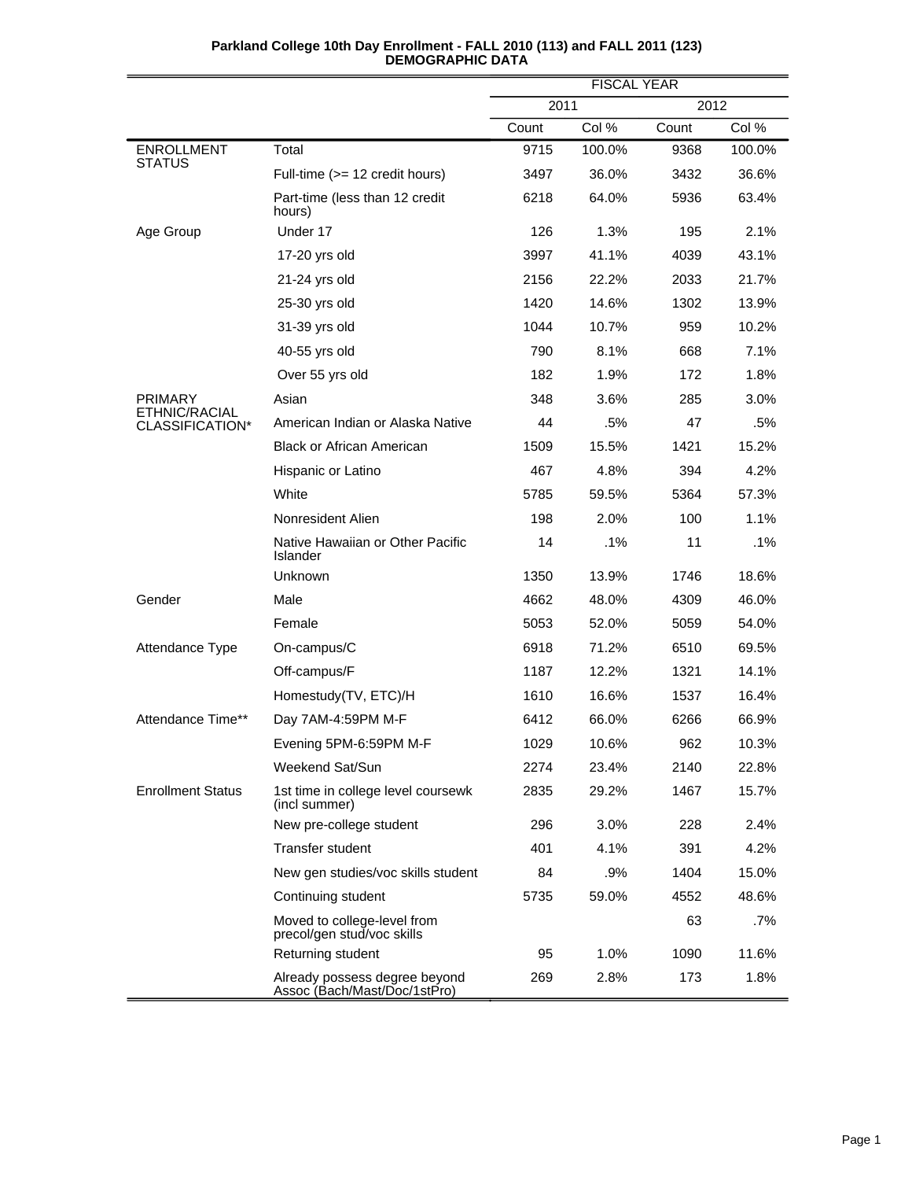**Parkland College 10th Day Enrollment - FALL 2010 (113) and FALL 2011 (123)**
**DEMOGRAPHIC DATA**

| | | FISCAL YEAR | | | |
|---|---|---|---|---|---|
| | | 2011 | | 2012 | |
| | | Count | Col % | Count | Col % |
| ENROLLMENT STATUS | Total | 9715 | 100.0% | 9368 | 100.0% |
| | Full-time (>= 12 credit hours) | 3497 | 36.0% | 3432 | 36.6% |
| | Part-time (less than 12 credit hours) | 6218 | 64.0% | 5936 | 63.4% |
| Age Group | Under 17 | 126 | 1.3% | 195 | 2.1% |
| | 17-20 yrs old | 3997 | 41.1% | 4039 | 43.1% |
| | 21-24 yrs old | 2156 | 22.2% | 2033 | 21.7% |
| | 25-30 yrs old | 1420 | 14.6% | 1302 | 13.9% |
| | 31-39 yrs old | 1044 | 10.7% | 959 | 10.2% |
| | 40-55 yrs old | 790 | 8.1% | 668 | 7.1% |
| | Over 55 yrs old | 182 | 1.9% | 172 | 1.8% |
| PRIMARY ETHNIC/RACIAL CLASSIFICATION* | Asian | 348 | 3.6% | 285 | 3.0% |
| | American Indian or Alaska Native | 44 | .5% | 47 | .5% |
| | Black or African American | 1509 | 15.5% | 1421 | 15.2% |
| | Hispanic or Latino | 467 | 4.8% | 394 | 4.2% |
| | White | 5785 | 59.5% | 5364 | 57.3% |
| | Nonresident Alien | 198 | 2.0% | 100 | 1.1% |
| | Native Hawaiian or Other Pacific Islander | 14 | .1% | 11 | .1% |
| | Unknown | 1350 | 13.9% | 1746 | 18.6% |
| Gender | Male | 4662 | 48.0% | 4309 | 46.0% |
| | Female | 5053 | 52.0% | 5059 | 54.0% |
| Attendance Type | On-campus/C | 6918 | 71.2% | 6510 | 69.5% |
| | Off-campus/F | 1187 | 12.2% | 1321 | 14.1% |
| | Homestudy(TV, ETC)/H | 1610 | 16.6% | 1537 | 16.4% |
| Attendance Time** | Day 7AM-4:59PM M-F | 6412 | 66.0% | 6266 | 66.9% |
| | Evening 5PM-6:59PM M-F | 1029 | 10.6% | 962 | 10.3% |
| | Weekend Sat/Sun | 2274 | 23.4% | 2140 | 22.8% |
| Enrollment Status | 1st time in college level coursewk (incl summer) | 2835 | 29.2% | 1467 | 15.7% |
| | New pre-college student | 296 | 3.0% | 228 | 2.4% |
| | Transfer student | 401 | 4.1% | 391 | 4.2% |
| | New gen studies/voc skills student | 84 | .9% | 1404 | 15.0% |
| | Continuing student | 5735 | 59.0% | 4552 | 48.6% |
| | Moved to college-level from precol/gen stud/voc skills | | | 63 | .7% |
| | Returning student | 95 | 1.0% | 1090 | 11.6% |
| | Already possess degree beyond Assoc (Bach/Mast/Doc/1stPro) | 269 | 2.8% | 173 | 1.8% |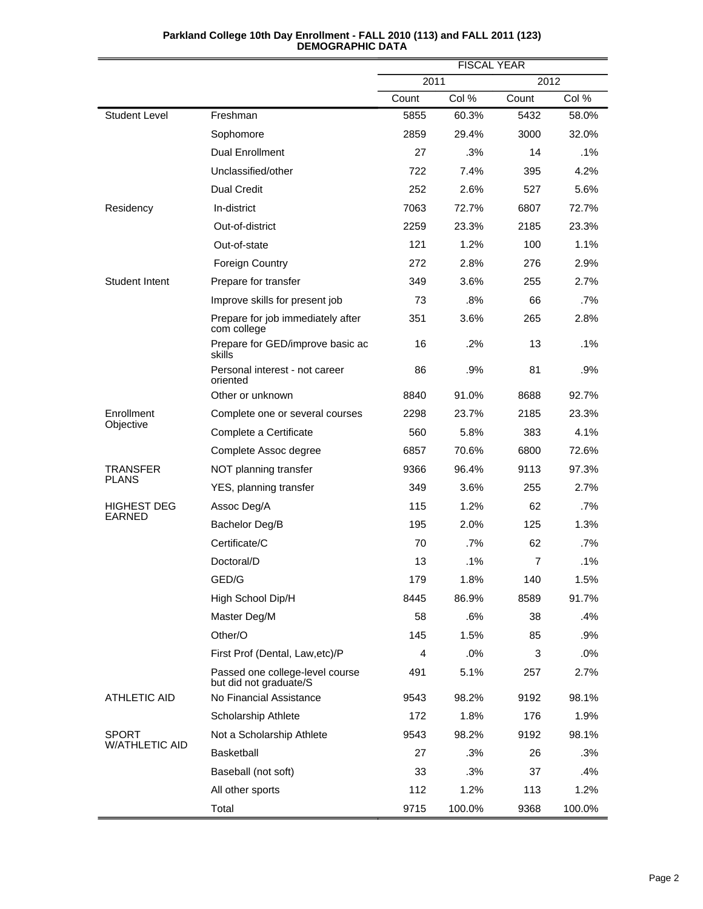**Parkland College 10th Day Enrollment - FALL 2010 (113) and FALL 2011 (123)**
**DEMOGRAPHIC DATA**

| | | FISCAL YEAR | | | |
|---|---|---|---|---|---|
| | | 2011 | | 2012 | |
| | | Count | Col % | Count | Col % |
| Student Level | Freshman | 5855 | 60.3% | 5432 | 58.0% |
| | Sophomore | 2859 | 29.4% | 3000 | 32.0% |
| | Dual Enrollment | 27 | .3% | 14 | .1% |
| | Unclassified/other | 722 | 7.4% | 395 | 4.2% |
| | Dual Credit | 252 | 2.6% | 527 | 5.6% |
| Residency | In-district | 7063 | 72.7% | 6807 | 72.7% |
| | Out-of-district | 2259 | 23.3% | 2185 | 23.3% |
| | Out-of-state | 121 | 1.2% | 100 | 1.1% |
| | Foreign Country | 272 | 2.8% | 276 | 2.9% |
| Student Intent | Prepare for transfer | 349 | 3.6% | 255 | 2.7% |
| | Improve skills for present job | 73 | .8% | 66 | .7% |
| | Prepare for job immediately after com college | 351 | 3.6% | 265 | 2.8% |
| | Prepare for GED/improve basic ac skills | 16 | .2% | 13 | .1% |
| | Personal interest - not career oriented | 86 | .9% | 81 | .9% |
| | Other or unknown | 8840 | 91.0% | 8688 | 92.7% |
| Enrollment Objective | Complete one or several courses | 2298 | 23.7% | 2185 | 23.3% |
| | Complete a Certificate | 560 | 5.8% | 383 | 4.1% |
| | Complete Assoc degree | 6857 | 70.6% | 6800 | 72.6% |
| TRANSFER PLANS | NOT planning transfer | 9366 | 96.4% | 9113 | 97.3% |
| | YES, planning transfer | 349 | 3.6% | 255 | 2.7% |
| HIGHEST DEG EARNED | Assoc Deg/A | 115 | 1.2% | 62 | .7% |
| | Bachelor Deg/B | 195 | 2.0% | 125 | 1.3% |
| | Certificate/C | 70 | .7% | 62 | .7% |
| | Doctoral/D | 13 | .1% | 7 | .1% |
| | GED/G | 179 | 1.8% | 140 | 1.5% |
| | High School Dip/H | 8445 | 86.9% | 8589 | 91.7% |
| | Master Deg/M | 58 | .6% | 38 | .4% |
| | Other/O | 145 | 1.5% | 85 | .9% |
| | First Prof (Dental, Law,etc)/P | 4 | .0% | 3 | .0% |
| | Passed one college-level course but did not graduate/S | 491 | 5.1% | 257 | 2.7% |
| ATHLETIC AID | No Financial Assistance | 9543 | 98.2% | 9192 | 98.1% |
| | Scholarship Athlete | 172 | 1.8% | 176 | 1.9% |
| SPORT W/ATHLETIC AID | Not a Scholarship Athlete | 9543 | 98.2% | 9192 | 98.1% |
| | Basketball | 27 | .3% | 26 | .3% |
| | Baseball (not soft) | 33 | .3% | 37 | .4% |
| | All other sports | 112 | 1.2% | 113 | 1.2% |
| | Total | 9715 | 100.0% | 9368 | 100.0% |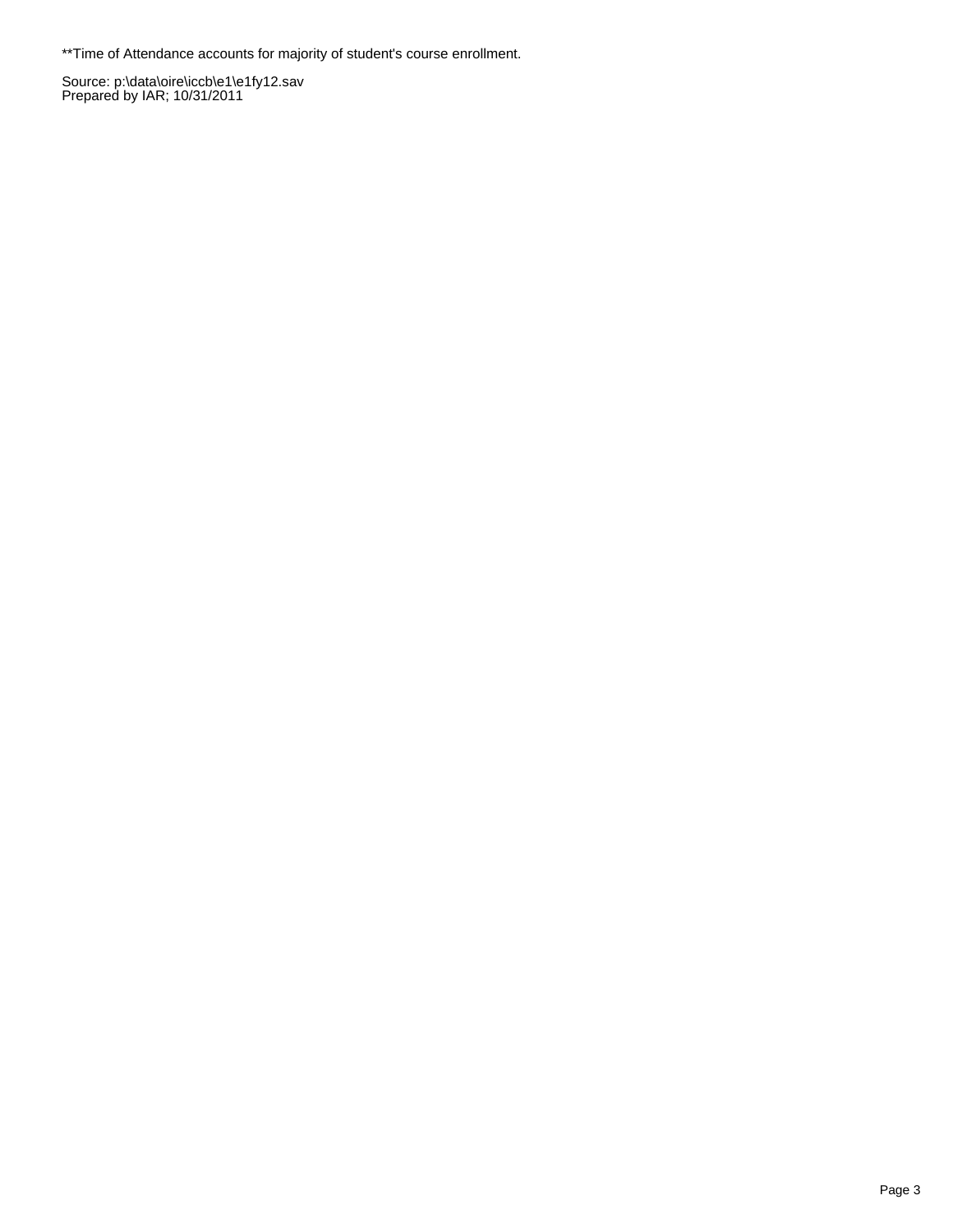**Time of Attendance accounts for majority of student's course enrollment.

Source: p:\data\oire\iccb\e1\e1fy12.sav
Prepared by IAR; 10/31/2011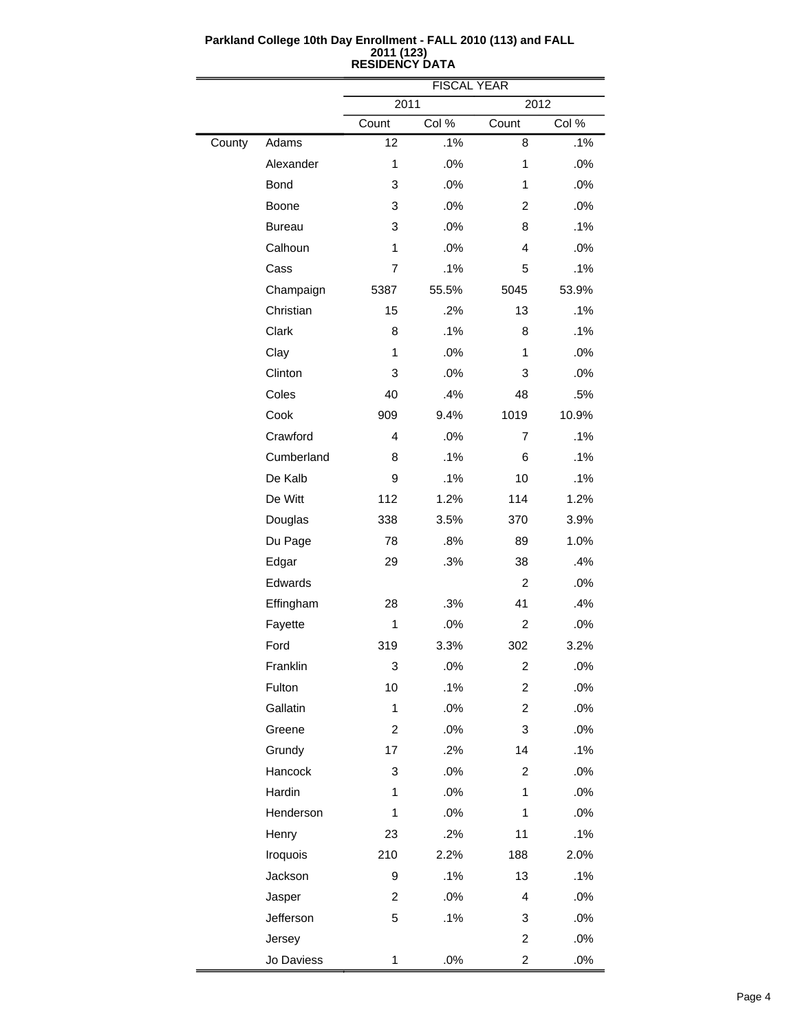**Parkland College 10th Day Enrollment - FALL 2010 (113) and FALL 2011 (123)**
**RESIDENCY DATA**

| | | FISCAL YEAR | | | |
|---|---|---|---|---|---|
| | | 2011 | | 2012 | |
| | | Count | Col % | Count | Col % |
| County | Adams | 12 | .1% | 8 | .1% |
| | Alexander | 1 | .0% | 1 | .0% |
| | Bond | 3 | .0% | 1 | .0% |
| | Boone | 3 | .0% | 2 | .0% |
| | Bureau | 3 | .0% | 8 | .1% |
| | Calhoun | 1 | .0% | 4 | .0% |
| | Cass | 7 | .1% | 5 | .1% |
| | Champaign | 5387 | 55.5% | 5045 | 53.9% |
| | Christian | 15 | .2% | 13 | .1% |
| | Clark | 8 | .1% | 8 | .1% |
| | Clay | 1 | .0% | 1 | .0% |
| | Clinton | 3 | .0% | 3 | .0% |
| | Coles | 40 | .4% | 48 | .5% |
| | Cook | 909 | 9.4% | 1019 | 10.9% |
| | Crawford | 4 | .0% | 7 | .1% |
| | Cumberland | 8 | .1% | 6 | .1% |
| | De Kalb | 9 | .1% | 10 | .1% |
| | De Witt | 112 | 1.2% | 114 | 1.2% |
| | Douglas | 338 | 3.5% | 370 | 3.9% |
| | Du Page | 78 | .8% | 89 | 1.0% |
| | Edgar | 29 | .3% | 38 | .4% |
| | Edwards | | | 2 | .0% |
| | Effingham | 28 | .3% | 41 | .4% |
| | Fayette | 1 | .0% | 2 | .0% |
| | Ford | 319 | 3.3% | 302 | 3.2% |
| | Franklin | 3 | .0% | 2 | .0% |
| | Fulton | 10 | .1% | 2 | .0% |
| | Gallatin | 1 | .0% | 2 | .0% |
| | Greene | 2 | .0% | 3 | .0% |
| | Grundy | 17 | .2% | 14 | .1% |
| | Hancock | 3 | .0% | 2 | .0% |
| | Hardin | 1 | .0% | 1 | .0% |
| | Henderson | 1 | .0% | 1 | .0% |
| | Henry | 23 | .2% | 11 | .1% |
| | Iroquois | 210 | 2.2% | 188 | 2.0% |
| | Jackson | 9 | .1% | 13 | .1% |
| | Jasper | 2 | .0% | 4 | .0% |
| | Jefferson | 5 | .1% | 3 | .0% |
| | Jersey | | | 2 | .0% |
| | Jo Daviess | 1 | .0% | 2 | .0% |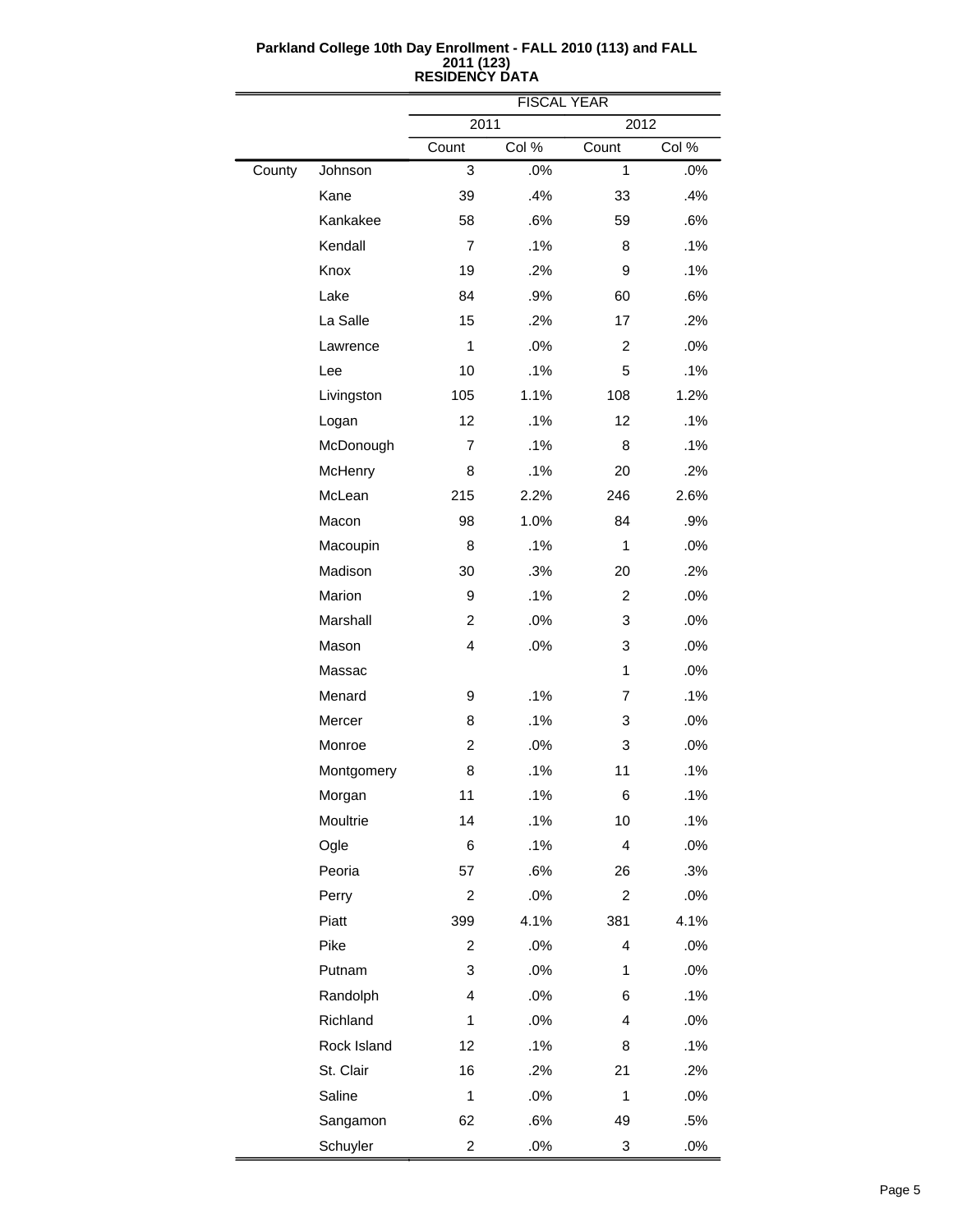**Parkland College 10th Day Enrollment - FALL 2010 (113) and FALL 2011 (123)**
**RESIDENCY DATA**

| | | FISCAL YEAR | | | |
|---|---|---|---|---|---|
| | | 2011 | | 2012 | |
| | | Count | Col % | Count | Col % |
| County | Johnson | 3 | .0% | 1 | .0% |
| | Kane | 39 | .4% | 33 | .4% |
| | Kankakee | 58 | .6% | 59 | .6% |
| | Kendall | 7 | .1% | 8 | .1% |
| | Knox | 19 | .2% | 9 | .1% |
| | Lake | 84 | .9% | 60 | .6% |
| | La Salle | 15 | .2% | 17 | .2% |
| | Lawrence | 1 | .0% | 2 | .0% |
| | Lee | 10 | .1% | 5 | .1% |
| | Livingston | 105 | 1.1% | 108 | 1.2% |
| | Logan | 12 | .1% | 12 | .1% |
| | McDonough | 7 | .1% | 8 | .1% |
| | McHenry | 8 | .1% | 20 | .2% |
| | McLean | 215 | 2.2% | 246 | 2.6% |
| | Macon | 98 | 1.0% | 84 | .9% |
| | Macoupin | 8 | .1% | 1 | .0% |
| | Madison | 30 | .3% | 20 | .2% |
| | Marion | 9 | .1% | 2 | .0% |
| | Marshall | 2 | .0% | 3 | .0% |
| | Mason | 4 | .0% | 3 | .0% |
| | Massac | | | 1 | .0% |
| | Menard | 9 | .1% | 7 | .1% |
| | Mercer | 8 | .1% | 3 | .0% |
| | Monroe | 2 | .0% | 3 | .0% |
| | Montgomery | 8 | .1% | 11 | .1% |
| | Morgan | 11 | .1% | 6 | .1% |
| | Moultrie | 14 | .1% | 10 | .1% |
| | Ogle | 6 | .1% | 4 | .0% |
| | Peoria | 57 | .6% | 26 | .3% |
| | Perry | 2 | .0% | 2 | .0% |
| | Piatt | 399 | 4.1% | 381 | 4.1% |
| | Pike | 2 | .0% | 4 | .0% |
| | Putnam | 3 | .0% | 1 | .0% |
| | Randolph | 4 | .0% | 6 | .1% |
| | Richland | 1 | .0% | 4 | .0% |
| | Rock Island | 12 | .1% | 8 | .1% |
| | St. Clair | 16 | .2% | 21 | .2% |
| | Saline | 1 | .0% | 1 | .0% |
| | Sangamon | 62 | .6% | 49 | .5% |
| | Schuyler | 2 | .0% | 3 | .0% |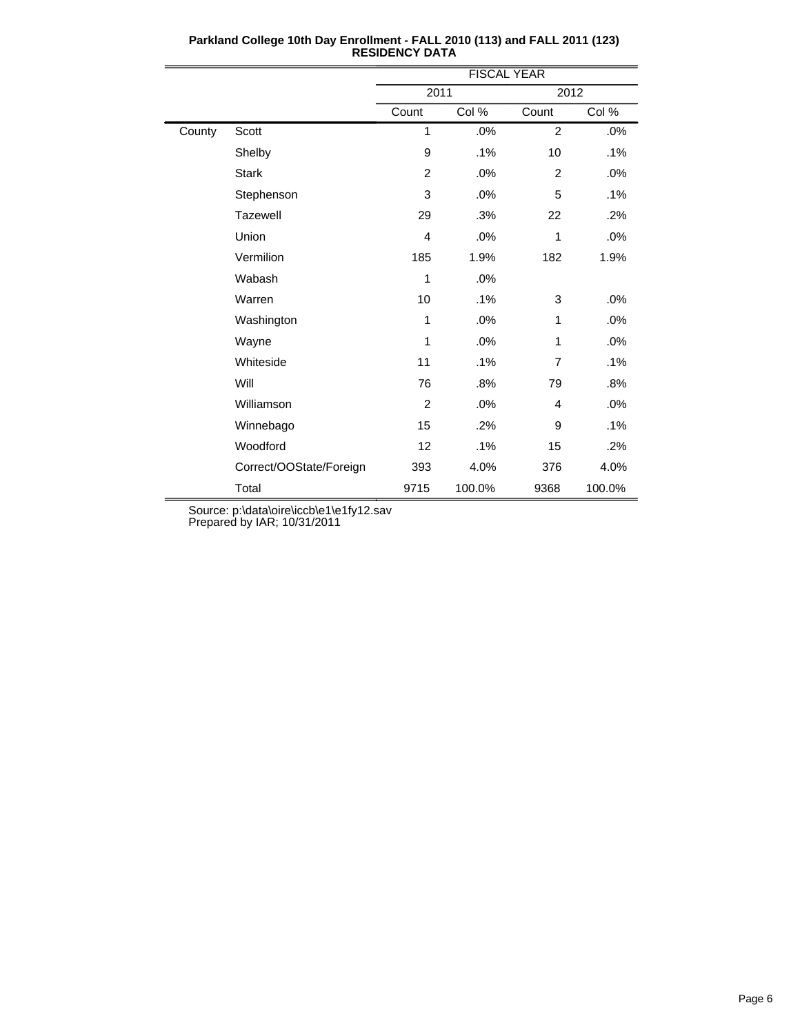**Parkland College 10th Day Enrollment - FALL 2010 (113) and FALL 2011 (123)**
**RESIDENCY DATA**

| | | FISCAL YEAR | | | |
|---|---|---|---|---|---|
| | | 2011 | | 2012 | |
| | | Count | Col % | Count | Col % |
| County | Scott | 1 | .0% | 2 | .0% |
| | Shelby | 9 | .1% | 10 | .1% |
| | Stark | 2 | .0% | 2 | .0% |
| | Stephenson | 3 | .0% | 5 | .1% |
| | Tazewell | 29 | .3% | 22 | .2% |
| | Union | 4 | .0% | 1 | .0% |
| | Vermilion | 185 | 1.9% | 182 | 1.9% |
| | Wabash | 1 | .0% | | |
| | Warren | 10 | .1% | 3 | .0% |
| | Washington | 1 | .0% | 1 | .0% |
| | Wayne | 1 | .0% | 1 | .0% |
| | Whiteside | 11 | .1% | 7 | .1% |
| | Will | 76 | .8% | 79 | .8% |
| | Williamson | 2 | .0% | 4 | .0% |
| | Winnebago | 15 | .2% | 9 | .1% |
| | Woodford | 12 | .1% | 15 | .2% |
| | Correct/OOState/Foreign | 393 | 4.0% | 376 | 4.0% |
| | Total | 9715 | 100.0% | 9368 | 100.0% |

Source: p:\data\oire\iccb\e1\e1fy12.sav
Prepared by IAR; 10/31/2011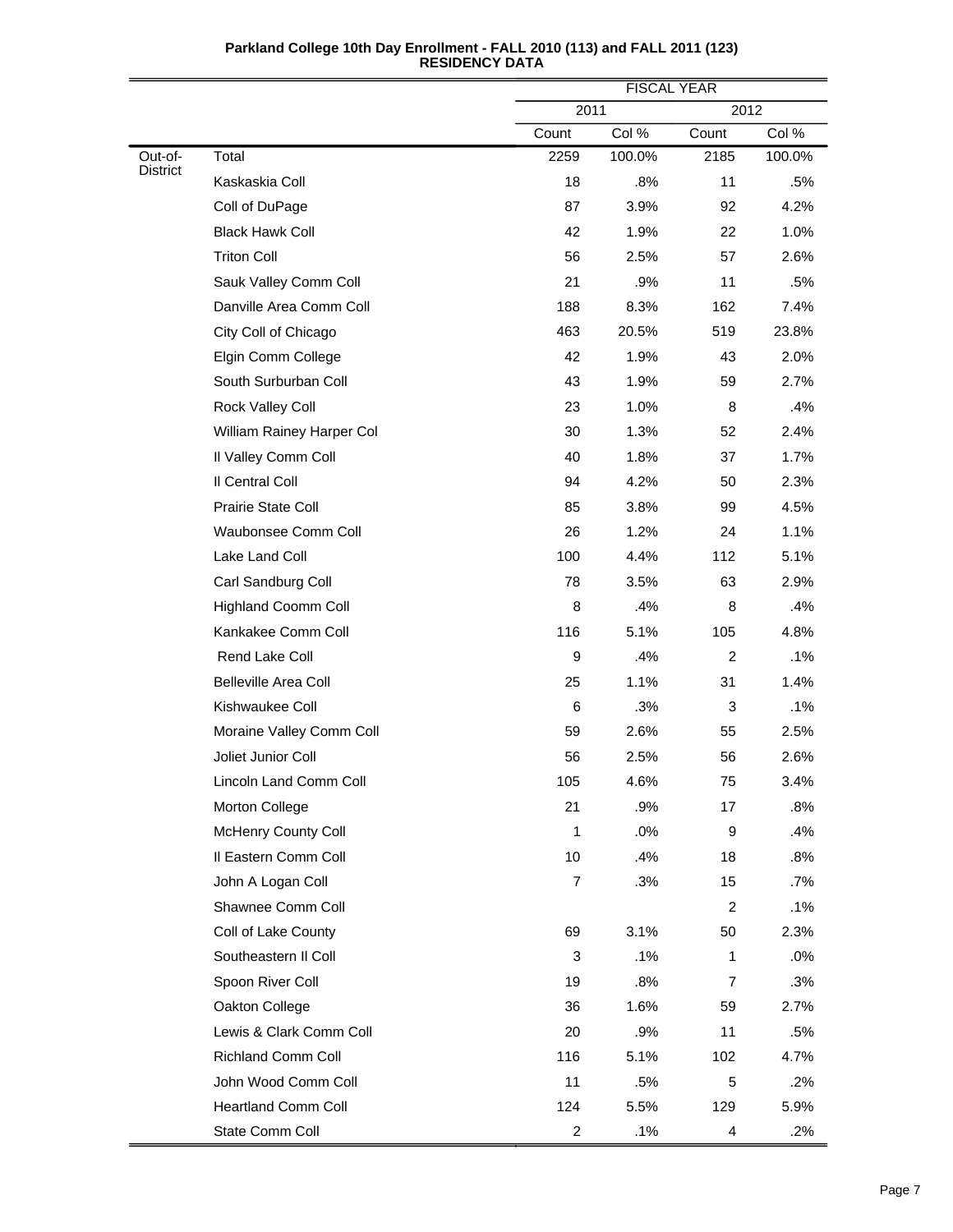**Parkland College 10th Day Enrollment - FALL 2010 (113) and FALL 2011 (123)**
**RESIDENCY DATA**

| | | FISCAL YEAR | | | |
|---|---|---|---|---|---|
| | | 2011 | | 2012 | |
| | | Count | Col % | Count | Col % |
| Out-of-District | Total | 2259 | 100.0% | 2185 | 100.0% |
| | Kaskaskia Coll | 18 | .8% | 11 | .5% |
| | Coll of DuPage | 87 | 3.9% | 92 | 4.2% |
| | Black Hawk Coll | 42 | 1.9% | 22 | 1.0% |
| | Triton Coll | 56 | 2.5% | 57 | 2.6% |
| | Sauk Valley Comm Coll | 21 | .9% | 11 | .5% |
| | Danville Area Comm Coll | 188 | 8.3% | 162 | 7.4% |
| | City Coll of Chicago | 463 | 20.5% | 519 | 23.8% |
| | Elgin Comm College | 42 | 1.9% | 43 | 2.0% |
| | South Surburban Coll | 43 | 1.9% | 59 | 2.7% |
| | Rock Valley Coll | 23 | 1.0% | 8 | .4% |
| | William Rainey Harper Col | 30 | 1.3% | 52 | 2.4% |
| | Il Valley Comm Coll | 40 | 1.8% | 37 | 1.7% |
| | Il Central Coll | 94 | 4.2% | 50 | 2.3% |
| | Prairie State Coll | 85 | 3.8% | 99 | 4.5% |
| | Waubonsee Comm Coll | 26 | 1.2% | 24 | 1.1% |
| | Lake Land Coll | 100 | 4.4% | 112 | 5.1% |
| | Carl Sandburg Coll | 78 | 3.5% | 63 | 2.9% |
| | Highland Coomm Coll | 8 | .4% | 8 | .4% |
| | Kankakee Comm Coll | 116 | 5.1% | 105 | 4.8% |
| | Rend Lake Coll | 9 | .4% | 2 | .1% |
| | Belleville Area Coll | 25 | 1.1% | 31 | 1.4% |
| | Kishwaukee Coll | 6 | .3% | 3 | .1% |
| | Moraine Valley Comm Coll | 59 | 2.6% | 55 | 2.5% |
| | Joliet Junior Coll | 56 | 2.5% | 56 | 2.6% |
| | Lincoln Land Comm Coll | 105 | 4.6% | 75 | 3.4% |
| | Morton College | 21 | .9% | 17 | .8% |
| | McHenry County Coll | 1 | .0% | 9 | .4% |
| | Il Eastern Comm Coll | 10 | .4% | 18 | .8% |
| | John A Logan Coll | 7 | .3% | 15 | .7% |
| | Shawnee Comm Coll | | | 2 | .1% |
| | Coll of Lake County | 69 | 3.1% | 50 | 2.3% |
| | Southeastern Il Coll | 3 | .1% | 1 | .0% |
| | Spoon River Coll | 19 | .8% | 7 | .3% |
| | Oakton College | 36 | 1.6% | 59 | 2.7% |
| | Lewis & Clark Comm Coll | 20 | .9% | 11 | .5% |
| | Richland Comm Coll | 116 | 5.1% | 102 | 4.7% |
| | John Wood Comm Coll | 11 | .5% | 5 | .2% |
| | Heartland Comm Coll | 124 | 5.5% | 129 | 5.9% |
| | State Comm Coll | 2 | .1% | 4 | .2% |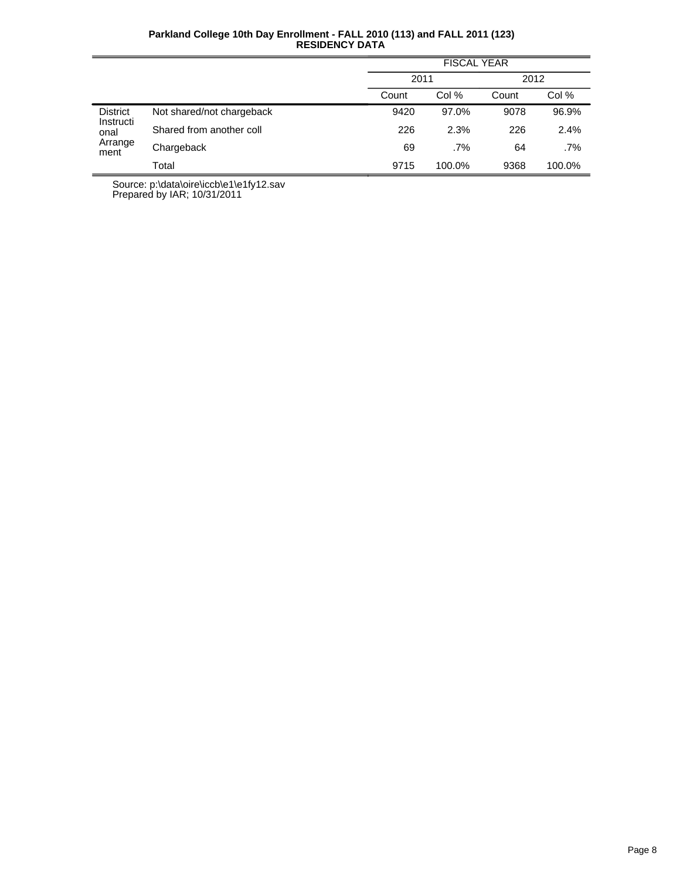**Parkland College 10th Day Enrollment - FALL 2010 (113) and FALL 2011 (123)**
**RESIDENCY DATA**

| | | FISCAL YEAR | | | |
|---|---|---|---|---|---|
| | | 2011 | | 2012 | |
| | | Count | Col % | Count | Col % |
| District Instructional Arrangement | Not shared/not chargeback | 9420 | 97.0% | 9078 | 96.9% |
| | Shared from another coll | 226 | 2.3% | 226 | 2.4% |
| | Chargeback | 69 | .7% | 64 | .7% |
| | Total | 9715 | 100.0% | 9368 | 100.0% |

Source: p:\data\oire\iccb\e1\e1fy12.sav
Prepared by IAR; 10/31/2011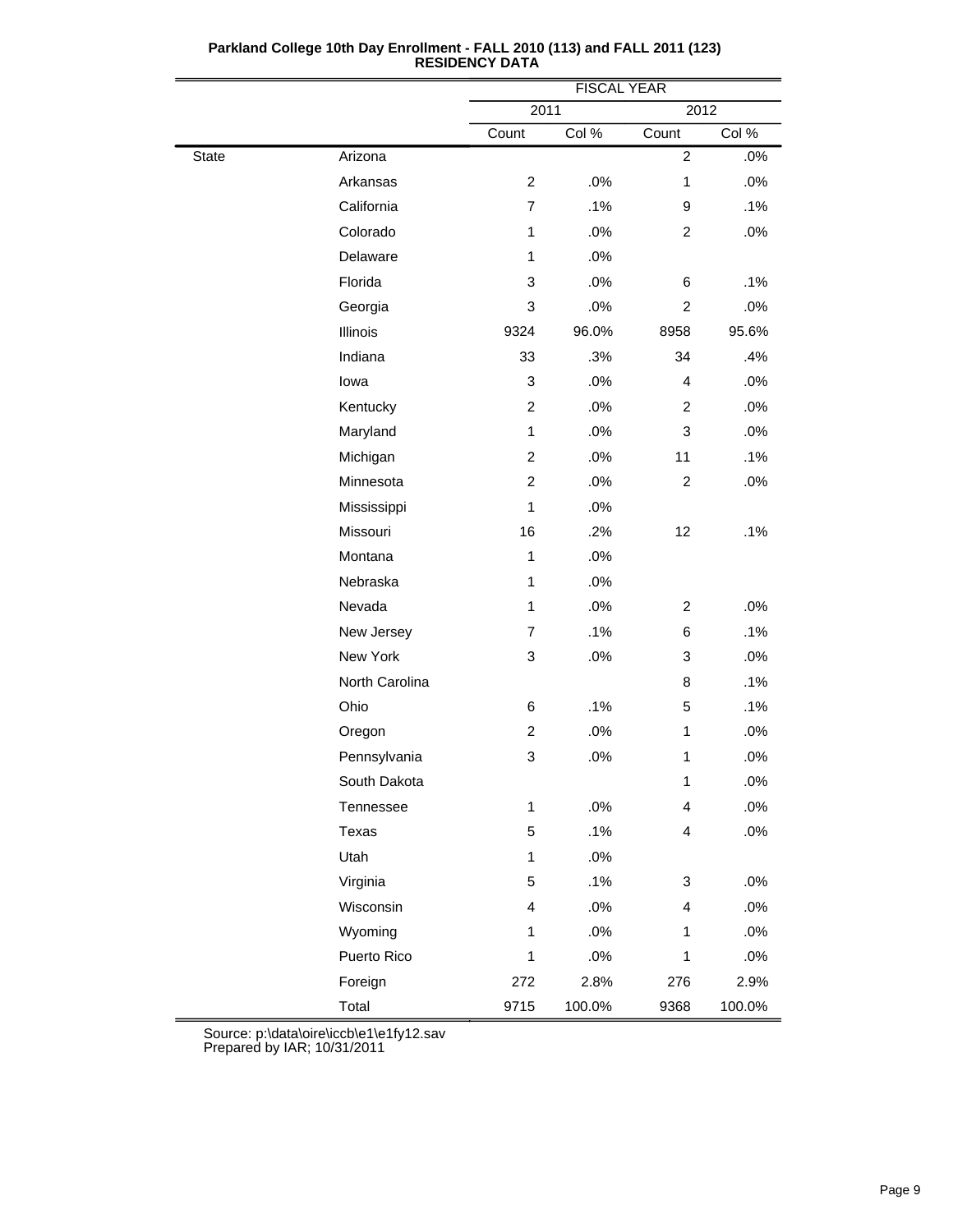**Parkland College 10th Day Enrollment - FALL 2010 (113) and FALL 2011 (123)**
**RESIDENCY DATA**

| | | FISCAL YEAR | | | |
|---|---|---|---|---|---|
| | | 2011 | | 2012 | |
| | | Count | Col % | Count | Col % |
| State | Arizona | | | 2 | .0% |
| | Arkansas | 2 | .0% | 1 | .0% |
| | California | 7 | .1% | 9 | .1% |
| | Colorado | 1 | .0% | 2 | .0% |
| | Delaware | 1 | .0% | | |
| | Florida | 3 | .0% | 6 | .1% |
| | Georgia | 3 | .0% | 2 | .0% |
| | Illinois | 9324 | 96.0% | 8958 | 95.6% |
| | Indiana | 33 | .3% | 34 | .4% |
| | Iowa | 3 | .0% | 4 | .0% |
| | Kentucky | 2 | .0% | 2 | .0% |
| | Maryland | 1 | .0% | 3 | .0% |
| | Michigan | 2 | .0% | 11 | .1% |
| | Minnesota | 2 | .0% | 2 | .0% |
| | Mississippi | 1 | .0% | | |
| | Missouri | 16 | .2% | 12 | .1% |
| | Montana | 1 | .0% | | |
| | Nebraska | 1 | .0% | | |
| | Nevada | 1 | .0% | 2 | .0% |
| | New Jersey | 7 | .1% | 6 | .1% |
| | New York | 3 | .0% | 3 | .0% |
| | North Carolina | | | 8 | .1% |
| | Ohio | 6 | .1% | 5 | .1% |
| | Oregon | 2 | .0% | 1 | .0% |
| | Pennsylvania | 3 | .0% | 1 | .0% |
| | South Dakota | | | 1 | .0% |
| | Tennessee | 1 | .0% | 4 | .0% |
| | Texas | 5 | .1% | 4 | .0% |
| | Utah | 1 | .0% | | |
| | Virginia | 5 | .1% | 3 | .0% |
| | Wisconsin | 4 | .0% | 4 | .0% |
| | Wyoming | 1 | .0% | 1 | .0% |
| | Puerto Rico | 1 | .0% | 1 | .0% |
| | Foreign | 272 | 2.8% | 276 | 2.9% |
| | Total | 9715 | 100.0% | 9368 | 100.0% |

Source: p:\data\oire\iccb\e1\e1fy12.sav
Prepared by IAR; 10/31/2011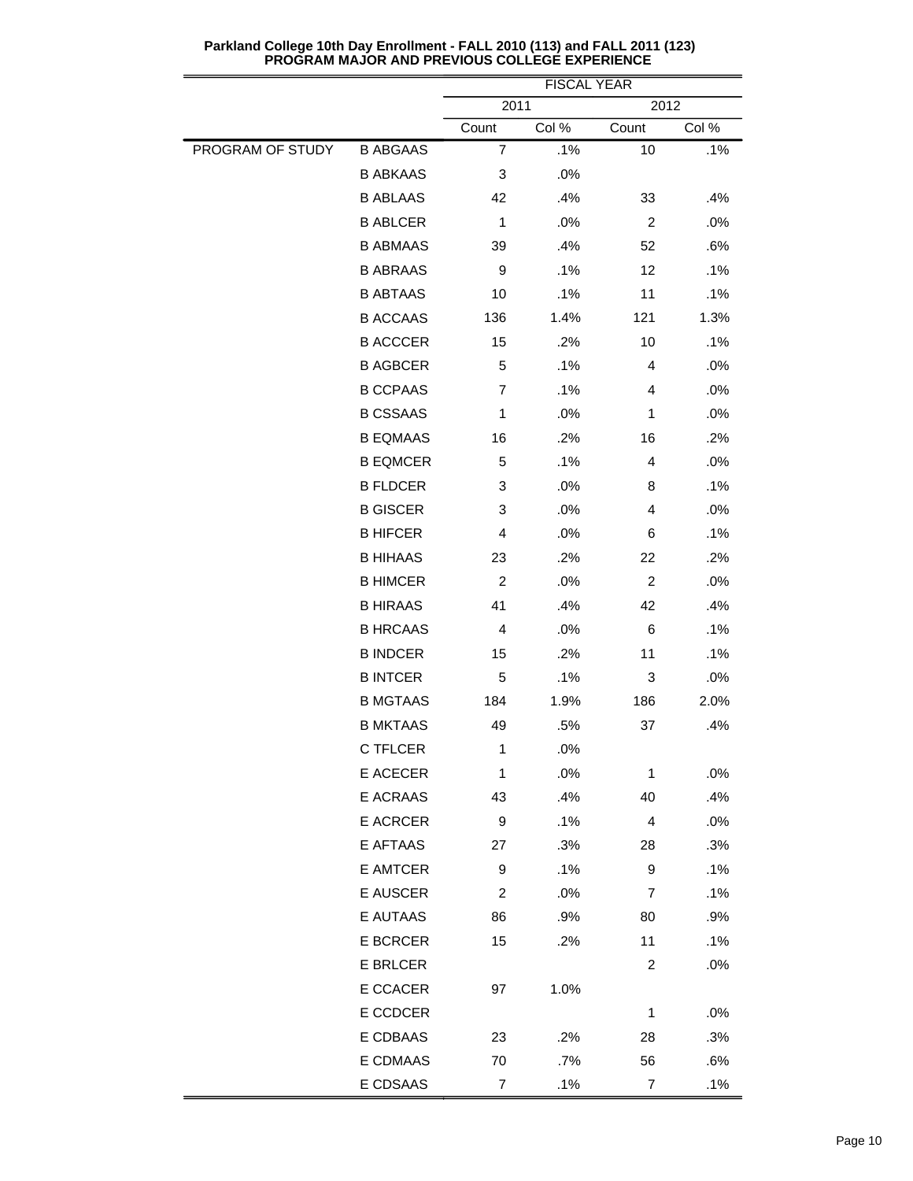**Parkland College 10th Day Enrollment - FALL 2010 (113) and FALL 2011 (123)**
**PROGRAM MAJOR AND PREVIOUS COLLEGE EXPERIENCE**

| | | FISCAL YEAR | | | |
|---|---|---|---|---|---|
| | | 2011 | | 2012 | |
| | | Count | Col % | Count | Col % |
| PROGRAM OF STUDY | B ABGAAS | 7 | .1% | 10 | .1% |
| | B ABKAAS | 3 | .0% | | |
| | B ABLAAS | 42 | .4% | 33 | .4% |
| | B ABLCER | 1 | .0% | 2 | .0% |
| | B ABMAAS | 39 | .4% | 52 | .6% |
| | B ABRAAS | 9 | .1% | 12 | .1% |
| | B ABTAAS | 10 | .1% | 11 | .1% |
| | B ACCAAS | 136 | 1.4% | 121 | 1.3% |
| | B ACCCER | 15 | .2% | 10 | .1% |
| | B AGBCER | 5 | .1% | 4 | .0% |
| | B CCPAAS | 7 | .1% | 4 | .0% |
| | B CSSAAS | 1 | .0% | 1 | .0% |
| | B EQMAAS | 16 | .2% | 16 | .2% |
| | B EQMCER | 5 | .1% | 4 | .0% |
| | B FLDCER | 3 | .0% | 8 | .1% |
| | B GISCER | 3 | .0% | 4 | .0% |
| | B HIFCER | 4 | .0% | 6 | .1% |
| | B HIHAAS | 23 | .2% | 22 | .2% |
| | B HIMCER | 2 | .0% | 2 | .0% |
| | B HIRAAS | 41 | .4% | 42 | .4% |
| | B HRCAAS | 4 | .0% | 6 | .1% |
| | B INDCER | 15 | .2% | 11 | .1% |
| | B INTCER | 5 | .1% | 3 | .0% |
| | B MGTAAS | 184 | 1.9% | 186 | 2.0% |
| | B MKTAAS | 49 | .5% | 37 | .4% |
| | C TFLCER | 1 | .0% | | |
| | E ACECER | 1 | .0% | 1 | .0% |
| | E ACRAAS | 43 | .4% | 40 | .4% |
| | E ACRCER | 9 | .1% | 4 | .0% |
| | E AFTAAS | 27 | .3% | 28 | .3% |
| | E AMTCER | 9 | .1% | 9 | .1% |
| | E AUSCER | 2 | .0% | 7 | .1% |
| | E AUTAAS | 86 | .9% | 80 | .9% |
| | E BCRCER | 15 | .2% | 11 | .1% |
| | E BRLCER | | | 2 | .0% |
| | E CCACER | 97 | 1.0% | | |
| | E CCDCER | | | 1 | .0% |
| | E CDBAAS | 23 | .2% | 28 | .3% |
| | E CDMAAS | 70 | .7% | 56 | .6% |
| | E CDSAAS | 7 | .1% | 7 | .1% |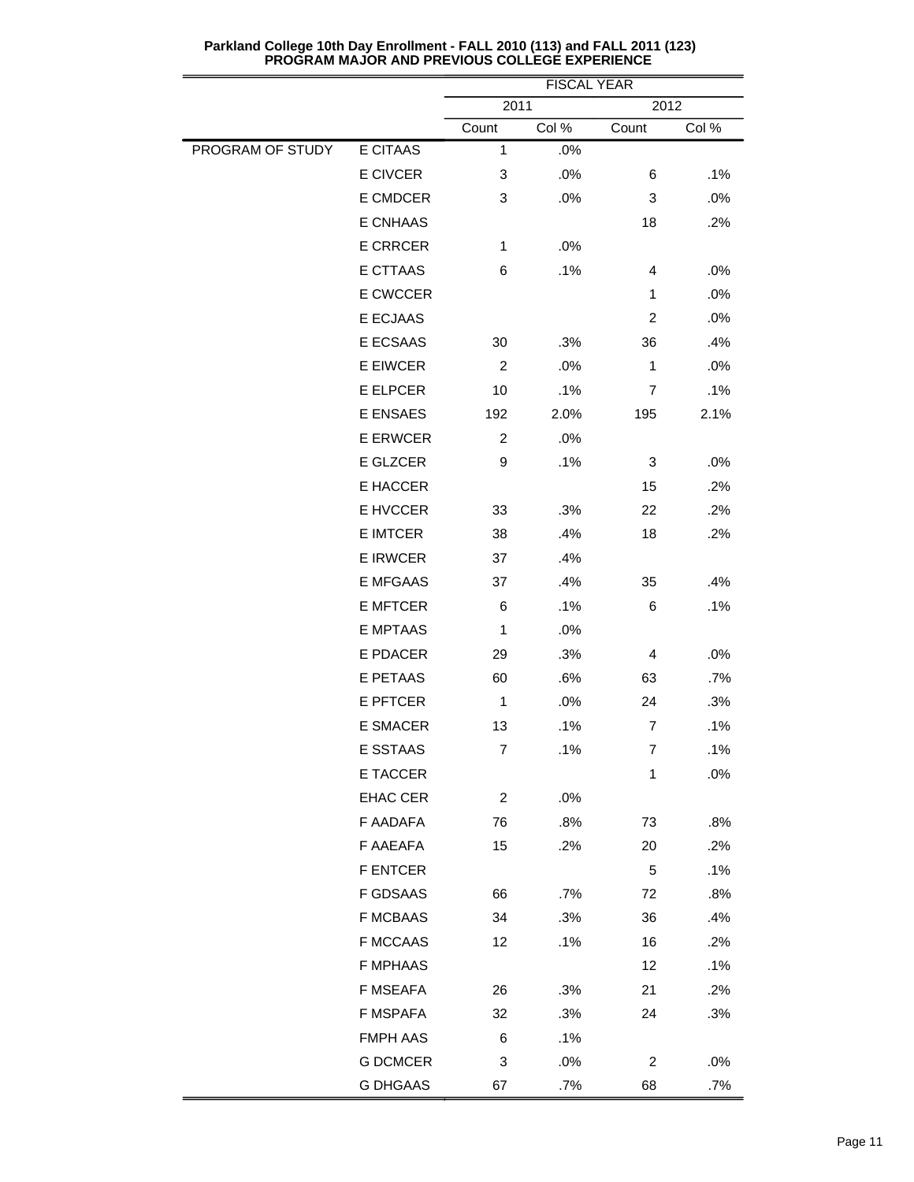**Parkland College 10th Day Enrollment - FALL 2010 (113) and FALL 2011 (123)**
**PROGRAM MAJOR AND PREVIOUS COLLEGE EXPERIENCE**

| | | FISCAL YEAR | | | |
|---|---|---|---|---|---|
| | | 2011 | | 2012 | |
| | | Count | Col % | Count | Col % |
| PROGRAM OF STUDY | E CITAAS | 1 | .0% | | |
| | E CIVCER | 3 | .0% | 6 | .1% |
| | E CMDCER | 3 | .0% | 3 | .0% |
| | E CNHAAS | | | 18 | .2% |
| | E CRRCER | 1 | .0% | | |
| | E CTTAAS | 6 | .1% | 4 | .0% |
| | E CWCCER | | | 1 | .0% |
| | E ECJAAS | | | 2 | .0% |
| | E ECSAAS | 30 | .3% | 36 | .4% |
| | E EIWCER | 2 | .0% | 1 | .0% |
| | E ELPCER | 10 | .1% | 7 | .1% |
| | E ENSAES | 192 | 2.0% | 195 | 2.1% |
| | E ERWCER | 2 | .0% | | |
| | E GLZCER | 9 | .1% | 3 | .0% |
| | E HACCER | | | 15 | .2% |
| | E HVCCER | 33 | .3% | 22 | .2% |
| | E IMTCER | 38 | .4% | 18 | .2% |
| | E IRWCER | 37 | .4% | | |
| | E MFGAAS | 37 | .4% | 35 | .4% |
| | E MFTCER | 6 | .1% | 6 | .1% |
| | E MPTAAS | 1 | .0% | | |
| | E PDACER | 29 | .3% | 4 | .0% |
| | E PETAAS | 60 | .6% | 63 | .7% |
| | E PFTCER | 1 | .0% | 24 | .3% |
| | E SMACER | 13 | .1% | 7 | .1% |
| | E SSTAAS | 7 | .1% | 7 | .1% |
| | E TACCER | | | 1 | .0% |
| | EHAC CER | 2 | .0% | | |
| | F AADAFA | 76 | .8% | 73 | .8% |
| | F AAEAFA | 15 | .2% | 20 | .2% |
| | F ENTCER | | | 5 | .1% |
| | F GDSAAS | 66 | .7% | 72 | .8% |
| | F MCBAAS | 34 | .3% | 36 | .4% |
| | F MCCAAS | 12 | .1% | 16 | .2% |
| | F MPHAAS | | | 12 | .1% |
| | F MSEAFA | 26 | .3% | 21 | .2% |
| | F MSPAFA | 32 | .3% | 24 | .3% |
| | FMPH AAS | 6 | .1% | | |
| | G DCMCER | 3 | .0% | 2 | .0% |
| | G DHGAAS | 67 | .7% | 68 | .7% |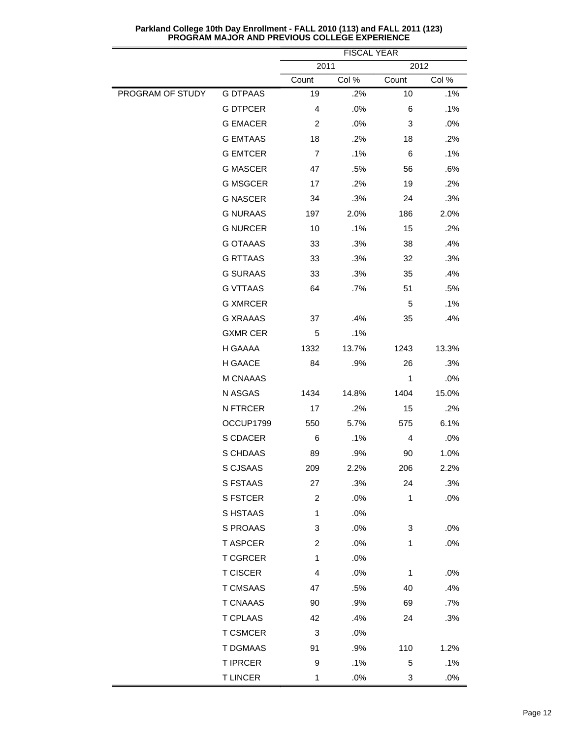**Parkland College 10th Day Enrollment - FALL 2010 (113) and FALL 2011 (123)**
**PROGRAM MAJOR AND PREVIOUS COLLEGE EXPERIENCE**

| | | FISCAL YEAR | | | |
|---|---|---|---|---|---|
| | | 2011 | | 2012 | |
| | | Count | Col % | Count | Col % |
| PROGRAM OF STUDY | G DTPAAS | 19 | .2% | 10 | .1% |
| | G DTPCER | 4 | .0% | 6 | .1% |
| | G EMACER | 2 | .0% | 3 | .0% |
| | G EMTAAS | 18 | .2% | 18 | .2% |
| | G EMTCER | 7 | .1% | 6 | .1% |
| | G MASCER | 47 | .5% | 56 | .6% |
| | G MSGCER | 17 | .2% | 19 | .2% |
| | G NASCER | 34 | .3% | 24 | .3% |
| | G NURAAS | 197 | 2.0% | 186 | 2.0% |
| | G NURCER | 10 | .1% | 15 | .2% |
| | G OTAAAS | 33 | .3% | 38 | .4% |
| | G RTTAAS | 33 | .3% | 32 | .3% |
| | G SURAAS | 33 | .3% | 35 | .4% |
| | G VTTAAS | 64 | .7% | 51 | .5% |
| | G XMRCER | | | 5 | .1% |
| | G XRAAAS | 37 | .4% | 35 | .4% |
| | GXMR CER | 5 | .1% | | |
| | H GAAAA | 1332 | 13.7% | 1243 | 13.3% |
| | H GAACE | 84 | .9% | 26 | .3% |
| | M CNAAAS | | | 1 | .0% |
| | N ASGAS | 1434 | 14.8% | 1404 | 15.0% |
| | N FTRCER | 17 | .2% | 15 | .2% |
| | OCCUP1799 | 550 | 5.7% | 575 | 6.1% |
| | S CDACER | 6 | .1% | 4 | .0% |
| | S CHDAAS | 89 | .9% | 90 | 1.0% |
| | S CJSAAS | 209 | 2.2% | 206 | 2.2% |
| | S FSTAAS | 27 | .3% | 24 | .3% |
| | S FSTCER | 2 | .0% | 1 | .0% |
| | S HSTAAS | 1 | .0% | | |
| | S PROAAS | 3 | .0% | 3 | .0% |
| | T ASPCER | 2 | .0% | 1 | .0% |
| | T CGRCER | 1 | .0% | | |
| | T CISCER | 4 | .0% | 1 | .0% |
| | T CMSAAS | 47 | .5% | 40 | .4% |
| | T CNAAAS | 90 | .9% | 69 | .7% |
| | T CPLAAS | 42 | .4% | 24 | .3% |
| | T CSMCER | 3 | .0% | | |
| | T DGMAAS | 91 | .9% | 110 | 1.2% |
| | T IPRCER | 9 | .1% | 5 | .1% |
| | T LINCER | 1 | .0% | 3 | .0% |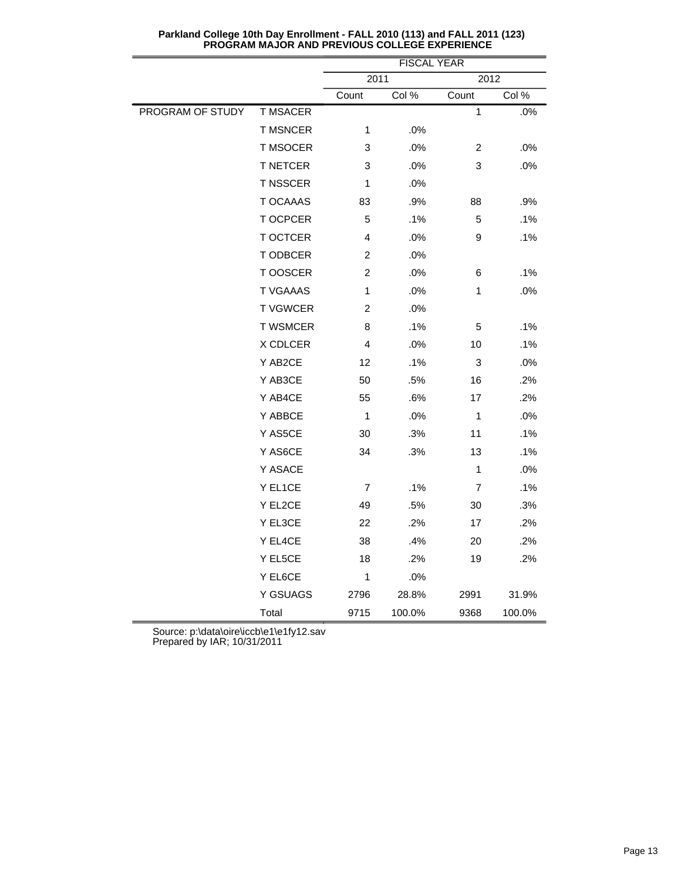**Parkland College 10th Day Enrollment - FALL 2010 (113) and FALL 2011 (123)**
**PROGRAM MAJOR AND PREVIOUS COLLEGE EXPERIENCE**

| | | FISCAL YEAR | | | |
|---|---|---|---|---|---|
| | | 2011 | | 2012 | |
| | | Count | Col % | Count | Col % |
| PROGRAM OF STUDY | T MSACER | | | 1 | .0% |
| | T MSNCER | 1 | .0% | | |
| | T MSOCER | 3 | .0% | 2 | .0% |
| | T NETCER | 3 | .0% | 3 | .0% |
| | T NSSCER | 1 | .0% | | |
| | T OCAAAS | 83 | .9% | 88 | .9% |
| | T OCPCER | 5 | .1% | 5 | .1% |
| | T OCTCER | 4 | .0% | 9 | .1% |
| | T ODBCER | 2 | .0% | | |
| | T OOSCER | 2 | .0% | 6 | .1% |
| | T VGAAAS | 1 | .0% | 1 | .0% |
| | T VGWCER | 2 | .0% | | |
| | T WSMCER | 8 | .1% | 5 | .1% |
| | X CDLCER | 4 | .0% | 10 | .1% |
| | Y AB2CE | 12 | .1% | 3 | .0% |
| | Y AB3CE | 50 | .5% | 16 | .2% |
| | Y AB4CE | 55 | .6% | 17 | .2% |
| | Y ABBCE | 1 | .0% | 1 | .0% |
| | Y AS5CE | 30 | .3% | 11 | .1% |
| | Y AS6CE | 34 | .3% | 13 | .1% |
| | Y ASACE | | | 1 | .0% |
| | Y EL1CE | 7 | .1% | 7 | .1% |
| | Y EL2CE | 49 | .5% | 30 | .3% |
| | Y EL3CE | 22 | .2% | 17 | .2% |
| | Y EL4CE | 38 | .4% | 20 | .2% |
| | Y EL5CE | 18 | .2% | 19 | .2% |
| | Y EL6CE | 1 | .0% | | |
| | Y GSUAGS | 2796 | 28.8% | 2991 | 31.9% |
| | Total | 9715 | 100.0% | 9368 | 100.0% |

Source: p:\data\oire\iccb\e1\e1fy12.sav
Prepared by IAR; 10/31/2011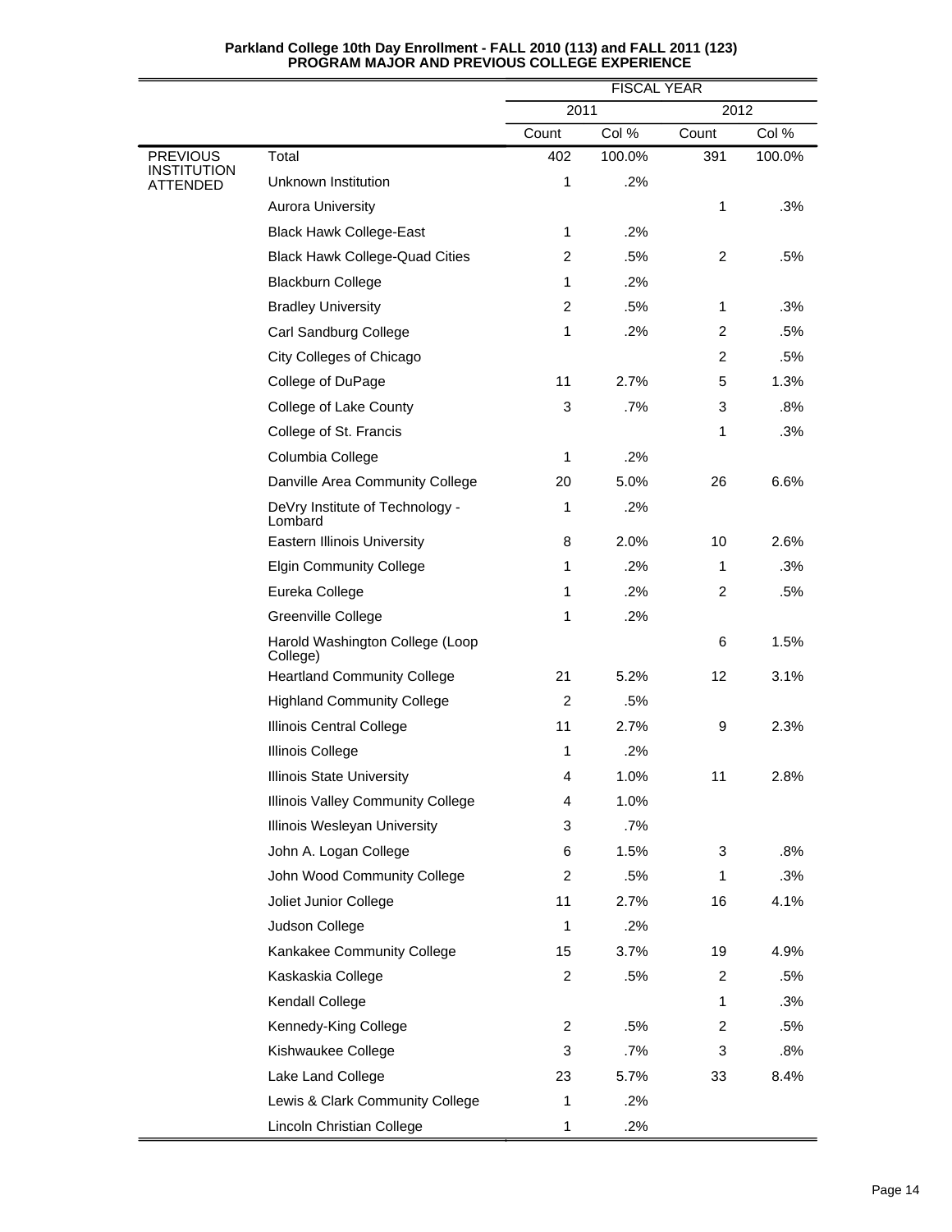**Parkland College 10th Day Enrollment - FALL 2010 (113) and FALL 2011 (123)**
**PROGRAM MAJOR AND PREVIOUS COLLEGE EXPERIENCE**

| | | FISCAL YEAR | | | |
|---|---|---|---|---|---|
| | | 2011 | | 2012 | |
| | | Count | Col % | Count | Col % |
| PREVIOUS INSTITUTION ATTENDED | Total | 402 | 100.0% | 391 | 100.0% |
| | Unknown Institution | 1 | .2% | | |
| | Aurora University | | | 1 | .3% |
| | Black Hawk College-East | 1 | .2% | | |
| | Black Hawk College-Quad Cities | 2 | .5% | 2 | .5% |
| | Blackburn College | 1 | .2% | | |
| | Bradley University | 2 | .5% | 1 | .3% |
| | Carl Sandburg College | 1 | .2% | 2 | .5% |
| | City Colleges of Chicago | | | 2 | .5% |
| | College of DuPage | 11 | 2.7% | 5 | 1.3% |
| | College of Lake County | 3 | .7% | 3 | .8% |
| | College of St. Francis | | | 1 | .3% |
| | Columbia College | 1 | .2% | | |
| | Danville Area Community College | 20 | 5.0% | 26 | 6.6% |
| | DeVry Institute of Technology - Lombard | 1 | .2% | | |
| | Eastern Illinois University | 8 | 2.0% | 10 | 2.6% |
| | Elgin Community College | 1 | .2% | 1 | .3% |
| | Eureka College | 1 | .2% | 2 | .5% |
| | Greenville College | 1 | .2% | | |
| | Harold Washington College (Loop College) | | | 6 | 1.5% |
| | Heartland Community College | 21 | 5.2% | 12 | 3.1% |
| | Highland Community College | 2 | .5% | | |
| | Illinois Central College | 11 | 2.7% | 9 | 2.3% |
| | Illinois College | 1 | .2% | | |
| | Illinois State University | 4 | 1.0% | 11 | 2.8% |
| | Illinois Valley Community College | 4 | 1.0% | | |
| | Illinois Wesleyan University | 3 | .7% | | |
| | John A. Logan College | 6 | 1.5% | 3 | .8% |
| | John Wood Community College | 2 | .5% | 1 | .3% |
| | Joliet Junior College | 11 | 2.7% | 16 | 4.1% |
| | Judson College | 1 | .2% | | |
| | Kankakee Community College | 15 | 3.7% | 19 | 4.9% |
| | Kaskaskia College | 2 | .5% | 2 | .5% |
| | Kendall College | | | 1 | .3% |
| | Kennedy-King College | 2 | .5% | 2 | .5% |
| | Kishwaukee College | 3 | .7% | 3 | .8% |
| | Lake Land College | 23 | 5.7% | 33 | 8.4% |
| | Lewis & Clark Community College | 1 | .2% | | |
| | Lincoln Christian College | 1 | .2% | | |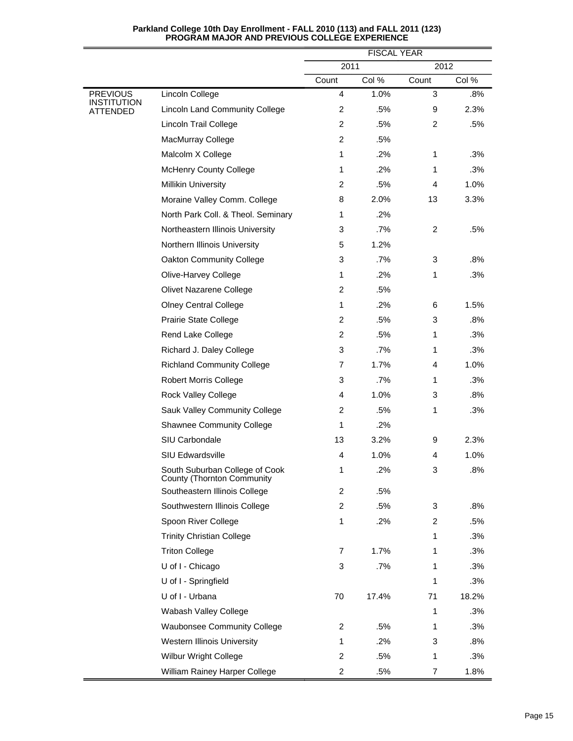**Parkland College 10th Day Enrollment - FALL 2010 (113) and FALL 2011 (123)**
**PROGRAM MAJOR AND PREVIOUS COLLEGE EXPERIENCE**

| | | FISCAL YEAR | | | |
|---|---|---|---|---|---|
| | | 2011 | | 2012 | |
| | | Count | Col % | Count | Col % |
| PREVIOUS INSTITUTION ATTENDED | Lincoln College | 4 | 1.0% | 3 | .8% |
| | Lincoln Land Community College | 2 | .5% | 9 | 2.3% |
| | Lincoln Trail College | 2 | .5% | 2 | .5% |
| | MacMurray College | 2 | .5% | | |
| | Malcolm X College | 1 | .2% | 1 | .3% |
| | McHenry County College | 1 | .2% | 1 | .3% |
| | Millikin University | 2 | .5% | 4 | 1.0% |
| | Moraine Valley Comm. College | 8 | 2.0% | 13 | 3.3% |
| | North Park Coll. & Theol. Seminary | 1 | .2% | | |
| | Northeastern Illinois University | 3 | .7% | 2 | .5% |
| | Northern Illinois University | 5 | 1.2% | | |
| | Oakton Community College | 3 | .7% | 3 | .8% |
| | Olive-Harvey College | 1 | .2% | 1 | .3% |
| | Olivet Nazarene College | 2 | .5% | | |
| | Olney Central College | 1 | .2% | 6 | 1.5% |
| | Prairie State College | 2 | .5% | 3 | .8% |
| | Rend Lake College | 2 | .5% | 1 | .3% |
| | Richard J. Daley College | 3 | .7% | 1 | .3% |
| | Richland Community College | 7 | 1.7% | 4 | 1.0% |
| | Robert Morris College | 3 | .7% | 1 | .3% |
| | Rock Valley College | 4 | 1.0% | 3 | .8% |
| | Sauk Valley Community College | 2 | .5% | 1 | .3% |
| | Shawnee Community College | 1 | .2% | | |
| | SIU Carbondale | 13 | 3.2% | 9 | 2.3% |
| | SIU Edwardsville | 4 | 1.0% | 4 | 1.0% |
| | South Suburban College of Cook County (Thornton Community | 1 | .2% | 3 | .8% |
| | Southeastern Illinois College | 2 | .5% | | |
| | Southwestern Illinois College | 2 | .5% | 3 | .8% |
| | Spoon River College | 1 | .2% | 2 | .5% |
| | Trinity Christian College | | | 1 | .3% |
| | Triton College | 7 | 1.7% | 1 | .3% |
| | U of I - Chicago | 3 | .7% | 1 | .3% |
| | U of I - Springfield | | | 1 | .3% |
| | U of I - Urbana | 70 | 17.4% | 71 | 18.2% |
| | Wabash Valley College | | | 1 | .3% |
| | Waubonsee Community College | 2 | .5% | 1 | .3% |
| | Western Illinois University | 1 | .2% | 3 | .8% |
| | Wilbur Wright College | 2 | .5% | 1 | .3% |
| | William Rainey Harper College | 2 | .5% | 7 | 1.8% |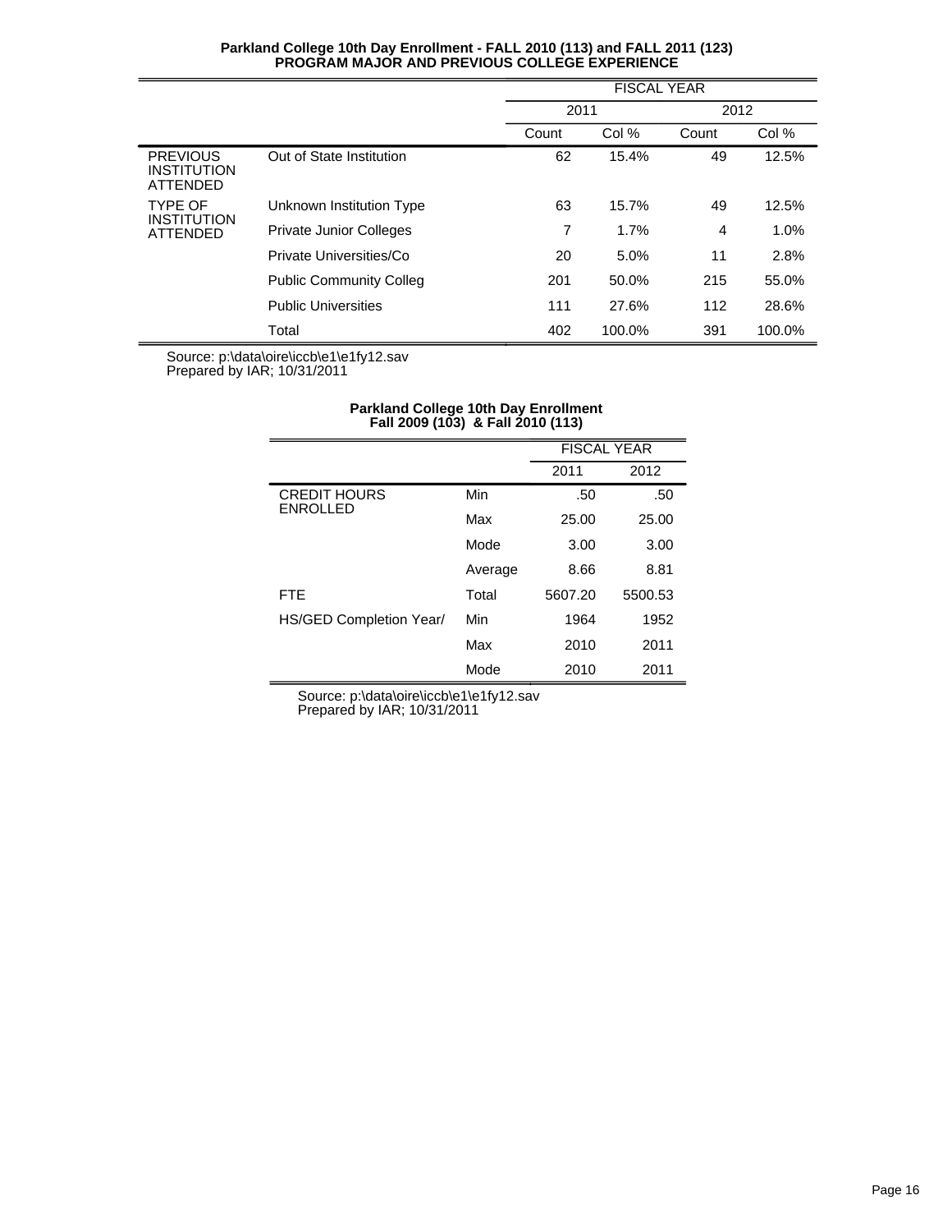**Parkland College 10th Day Enrollment - FALL 2010 (113) and FALL 2011 (123)**
**PROGRAM MAJOR AND PREVIOUS COLLEGE EXPERIENCE**

| | | FISCAL YEAR | | | |
|---|---|---|---|---|---|
| | | 2011 | | 2012 | |
| | | Count | Col % | Count | Col % |
| PREVIOUS INSTITUTION ATTENDED | Out of State Institution | 62 | 15.4% | 49 | 12.5% |
| TYPE OF INSTITUTION ATTENDED | Unknown Institution Type | 63 | 15.7% | 49 | 12.5% |
| | Private Junior Colleges | 7 | 1.7% | 4 | 1.0% |
| | Private Universities/Co | 20 | 5.0% | 11 | 2.8% |
| | Public Community Colleg | 201 | 50.0% | 215 | 55.0% |
| | Public Universities | 111 | 27.6% | 112 | 28.6% |
| | Total | 402 | 100.0% | 391 | 100.0% |

Source: p:\data\oire\iccb\e1\e1fy12.sav
Prepared by IAR; 10/31/2011

**Parkland College 10th Day Enrollment**
**Fall 2009 (103) & Fall 2010 (113)**

| | | FISCAL YEAR | |
|---|---|---|---|
| | | 2011 | 2012 |
| CREDIT HOURS ENROLLED | Min | .50 | .50 |
| | Max | 25.00 | 25.00 |
| | Mode | 3.00 | 3.00 |
| | Average | 8.66 | 8.81 |
| FTE | Total | 5607.20 | 5500.53 |
| HS/GED Completion Year/ | Min | 1964 | 1952 |
| | Max | 2010 | 2011 |
| | Mode | 2010 | 2011 |

Source: p:\data\oire\iccb\e1\e1fy12.sav
Prepared by IAR; 10/31/2011